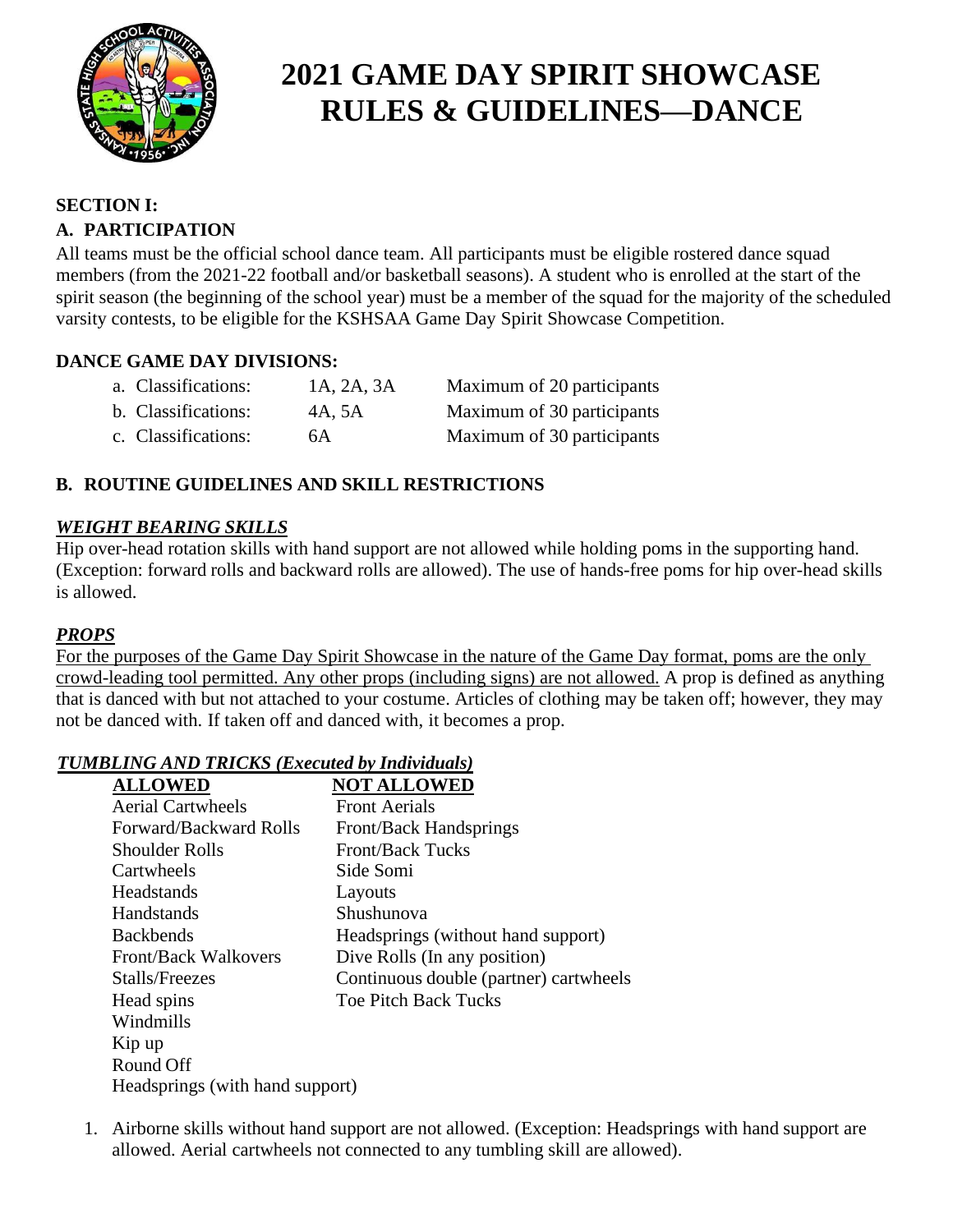# 2021 GAME DAY SPIRIT SHOWCASE RULES & GUIDELINES—DANCE

## SECTION I:

### A. PARTICIPATION

All teams must be the official school dance team. All participants must be eligible rostered dance squad members (from the 2021-22 football and/or basketball seasons). A student who is enrolled at the start of the spirit season (the beginning of the school year) must be a member of the squad for the majority of the scheduled varsity contests, to be eligible for the KSHSAA Game Day Spirit Showcase Competition.

**DANCE GAME DAY DIVISIONS:**

| | | |
|---|---|---|
| a. Classifications: | 1A, 2A, 3A | Maximum of 20 participants |
| b. Classifications: | 4A, 5A | Maximum of 30 participants |
| c. Classifications: | 6A | Maximum of 30 participants |

### B. ROUTINE GUIDELINES AND SKILL RESTRICTIONS

***WEIGHT BEARING SKILLS***

Hip over-head rotation skills with hand support are not allowed while holding poms in the supporting hand. (Exception: forward rolls and backward rolls are allowed). The use of hands-free poms for hip over-head skills is allowed.

***PROPS***

For the purposes of the Game Day Spirit Showcase in the nature of the Game Day format, poms are the only crowd-leading tool permitted. Any other props (including signs) are not allowed. A prop is defined as anything that is danced with but not attached to your costume. Articles of clothing may be taken off; however, they may not be danced with. If taken off and danced with, it becomes a prop.

***TUMBLING AND TRICKS (Executed by Individuals)***

| **ALLOWED** | **NOT ALLOWED** |
|---|---|
| Aerial Cartwheels | Front Aerials |
| Forward/Backward Rolls | Front/Back Handsprings |
| Shoulder Rolls | Front/Back Tucks |
| Cartwheels | Side Somi |
| Headstands | Layouts |
| Handstands | Shushunova |
| Backbends | Headsprings (without hand support) |
| Front/Back Walkovers | Dive Rolls (In any position) |
| Stalls/Freezes | Continuous double (partner) cartwheels |
| Head spins | Toe Pitch Back Tucks |
| Windmills | |
| Kip up | |
| Round Off | |
| Headsprings (with hand support) | |

1. Airborne skills without hand support are not allowed. (Exception: Headsprings with hand support are allowed. Aerial cartwheels not connected to any tumbling skill are allowed).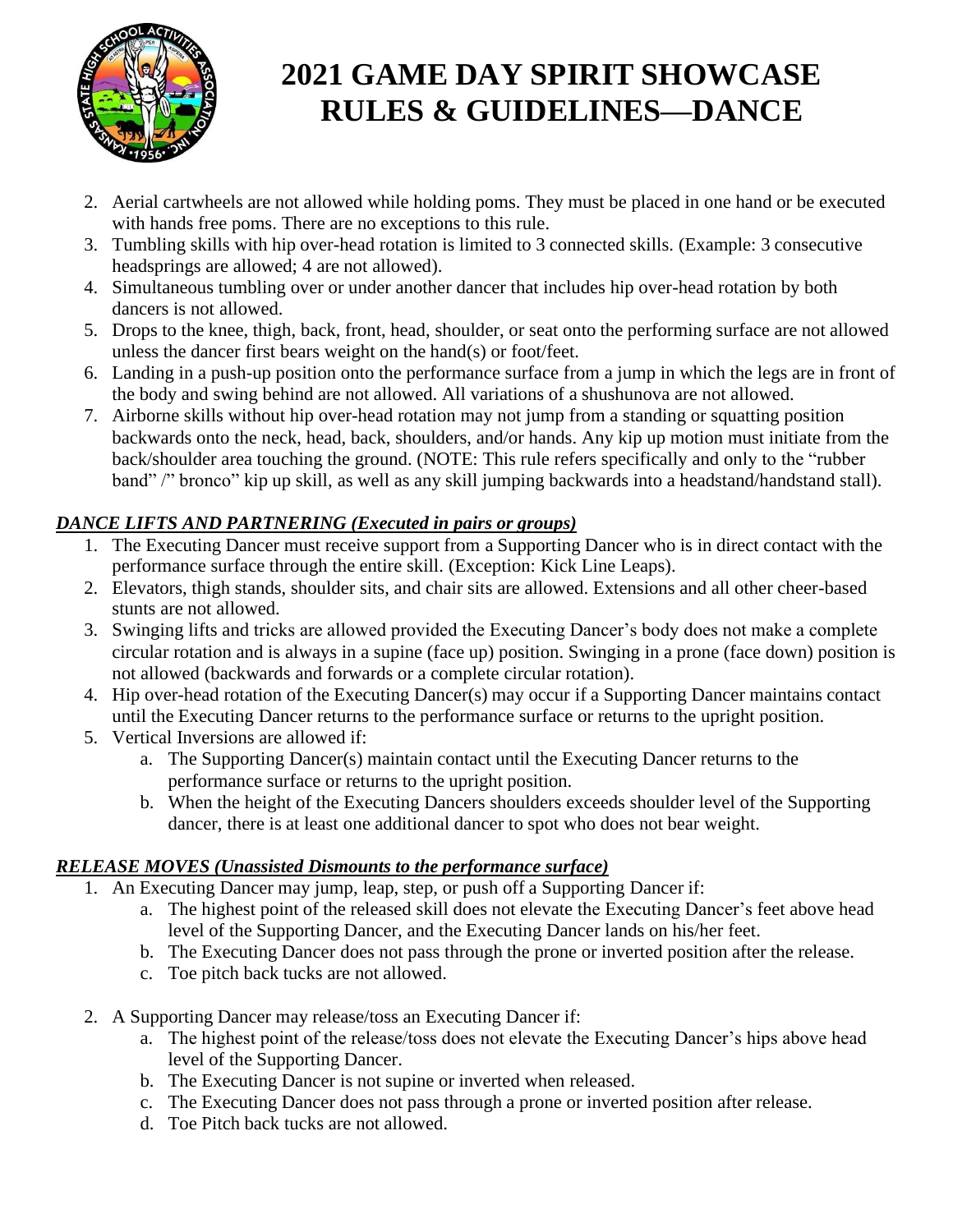# 2021 GAME DAY SPIRIT SHOWCASE RULES & GUIDELINES—DANCE

2. Aerial cartwheels are not allowed while holding poms. They must be placed in one hand or be executed with hands free poms. There are no exceptions to this rule.
3. Tumbling skills with hip over-head rotation is limited to 3 connected skills. (Example: 3 consecutive headsprings are allowed; 4 are not allowed).
4. Simultaneous tumbling over or under another dancer that includes hip over-head rotation by both dancers is not allowed.
5. Drops to the knee, thigh, back, front, head, shoulder, or seat onto the performing surface are not allowed unless the dancer first bears weight on the hand(s) or foot/feet.
6. Landing in a push-up position onto the performance surface from a jump in which the legs are in front of the body and swing behind are not allowed. All variations of a shushunova are not allowed.
7. Airborne skills without hip over-head rotation may not jump from a standing or squatting position backwards onto the neck, head, back, shoulders, and/or hands. Any kip up motion must initiate from the back/shoulder area touching the ground. (NOTE: This rule refers specifically and only to the "rubber band" /" bronco" kip up skill, as well as any skill jumping backwards into a headstand/handstand stall).

***DANCE LIFTS AND PARTNERING (Executed in pairs or groups)***

1. The Executing Dancer must receive support from a Supporting Dancer who is in direct contact with the performance surface through the entire skill. (Exception: Kick Line Leaps).
2. Elevators, thigh stands, shoulder sits, and chair sits are allowed. Extensions and all other cheer-based stunts are not allowed.
3. Swinging lifts and tricks are allowed provided the Executing Dancer's body does not make a complete circular rotation and is always in a supine (face up) position. Swinging in a prone (face down) position is not allowed (backwards and forwards or a complete circular rotation).
4. Hip over-head rotation of the Executing Dancer(s) may occur if a Supporting Dancer maintains contact until the Executing Dancer returns to the performance surface or returns to the upright position.
5. Vertical Inversions are allowed if:
   a. The Supporting Dancer(s) maintain contact until the Executing Dancer returns to the performance surface or returns to the upright position.
   b. When the height of the Executing Dancers shoulders exceeds shoulder level of the Supporting dancer, there is at least one additional dancer to spot who does not bear weight.

***RELEASE MOVES (Unassisted Dismounts to the performance surface)***

1. An Executing Dancer may jump, leap, step, or push off a Supporting Dancer if:
   a. The highest point of the released skill does not elevate the Executing Dancer's feet above head level of the Supporting Dancer, and the Executing Dancer lands on his/her feet.
   b. The Executing Dancer does not pass through the prone or inverted position after the release.
   c. Toe pitch back tucks are not allowed.

2. A Supporting Dancer may release/toss an Executing Dancer if:
   a. The highest point of the release/toss does not elevate the Executing Dancer's hips above head level of the Supporting Dancer.
   b. The Executing Dancer is not supine or inverted when released.
   c. The Executing Dancer does not pass through a prone or inverted position after release.
   d. Toe Pitch back tucks are not allowed.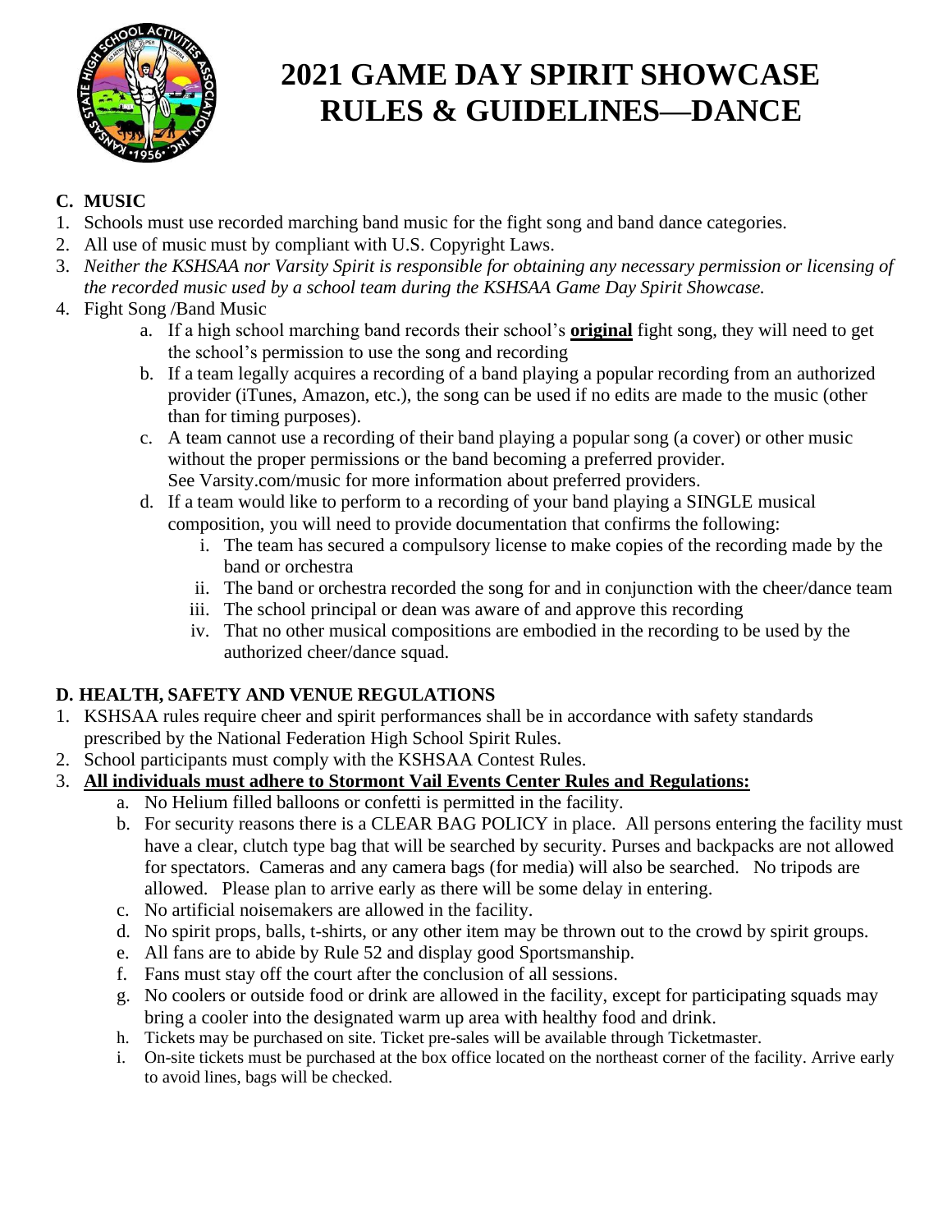# 2021 GAME DAY SPIRIT SHOWCASE RULES & GUIDELINES—DANCE

## C. MUSIC

1. Schools must use recorded marching band music for the fight song and band dance categories.
2. All use of music must by compliant with U.S. Copyright Laws.
3. *Neither the KSHSAA nor Varsity Spirit is responsible for obtaining any necessary permission or licensing of the recorded music used by a school team during the KSHSAA Game Day Spirit Showcase.*
4. Fight Song /Band Music
   a. If a high school marching band records their school's **original** fight song, they will need to get the school's permission to use the song and recording
   b. If a team legally acquires a recording of a band playing a popular recording from an authorized provider (iTunes, Amazon, etc.), the song can be used if no edits are made to the music (other than for timing purposes).
   c. A team cannot use a recording of their band playing a popular song (a cover) or other music without the proper permissions or the band becoming a preferred provider. See Varsity.com/music for more information about preferred providers.
   d. If a team would like to perform to a recording of your band playing a SINGLE musical composition, you will need to provide documentation that confirms the following:
      i. The team has secured a compulsory license to make copies of the recording made by the band or orchestra
      ii. The band or orchestra recorded the song for and in conjunction with the cheer/dance team
      iii. The school principal or dean was aware of and approve this recording
      iv. That no other musical compositions are embodied in the recording to be used by the authorized cheer/dance squad.

## D. HEALTH, SAFETY AND VENUE REGULATIONS

1. KSHSAA rules require cheer and spirit performances shall be in accordance with safety standards prescribed by the National Federation High School Spirit Rules.
2. School participants must comply with the KSHSAA Contest Rules.
3. **All individuals must adhere to Stormont Vail Events Center Rules and Regulations:**
   a. No Helium filled balloons or confetti is permitted in the facility.
   b. For security reasons there is a CLEAR BAG POLICY in place. All persons entering the facility must have a clear, clutch type bag that will be searched by security. Purses and backpacks are not allowed for spectators. Cameras and any camera bags (for media) will also be searched. No tripods are allowed. Please plan to arrive early as there will be some delay in entering.
   c. No artificial noisemakers are allowed in the facility.
   d. No spirit props, balls, t-shirts, or any other item may be thrown out to the crowd by spirit groups.
   e. All fans are to abide by Rule 52 and display good Sportsmanship.
   f. Fans must stay off the court after the conclusion of all sessions.
   g. No coolers or outside food or drink are allowed in the facility, except for participating squads may bring a cooler into the designated warm up area with healthy food and drink.
   h. Tickets may be purchased on site. Ticket pre-sales will be available through Ticketmaster.
   i. On-site tickets must be purchased at the box office located on the northeast corner of the facility. Arrive early to avoid lines, bags will be checked.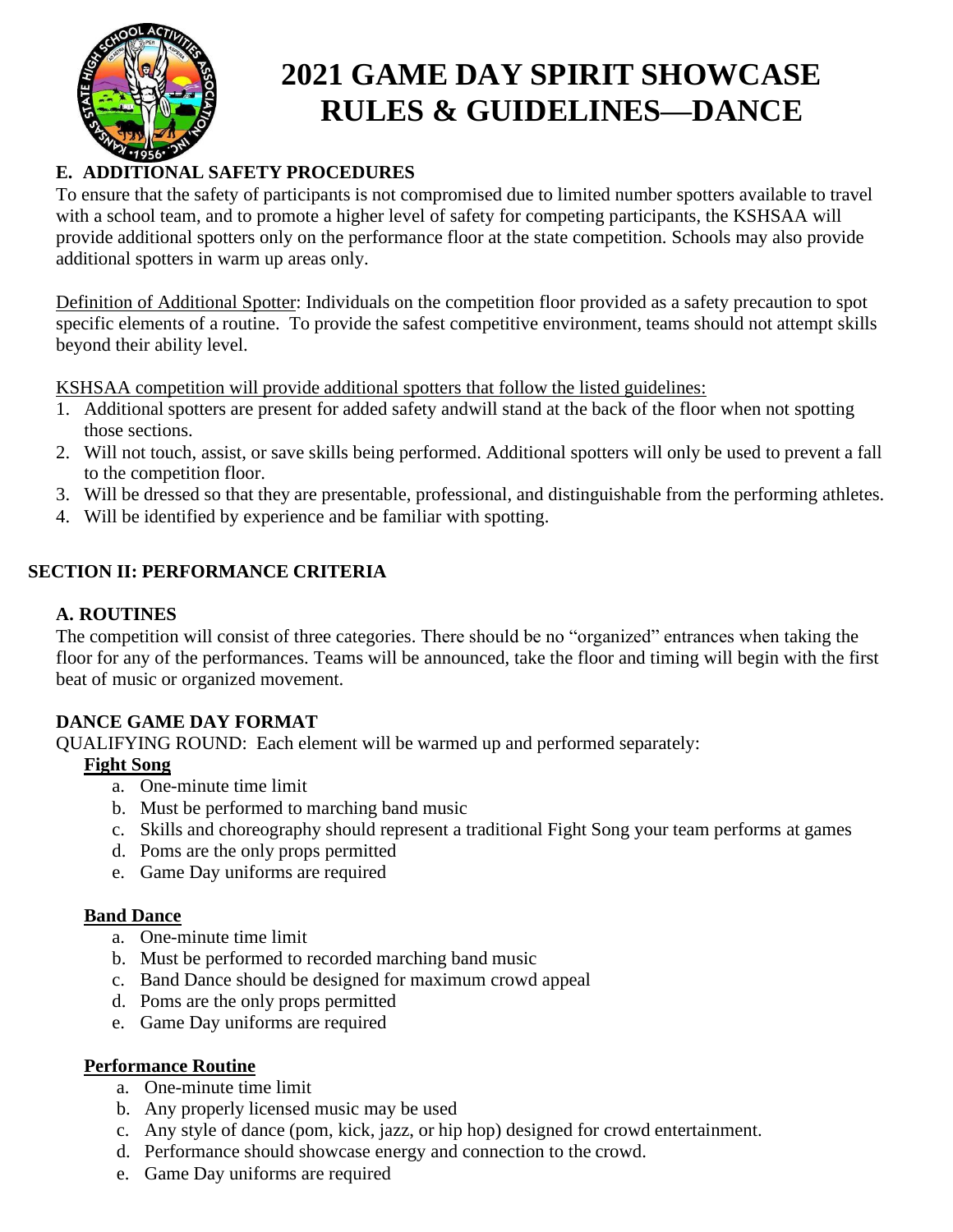# 2021 GAME DAY SPIRIT SHOWCASE RULES & GUIDELINES—DANCE

### E. ADDITIONAL SAFETY PROCEDURES

To ensure that the safety of participants is not compromised due to limited number spotters available to travel with a school team, and to promote a higher level of safety for competing participants, the KSHSAA will provide additional spotters only on the performance floor at the state competition. Schools may also provide additional spotters in warm up areas only.

Definition of Additional Spotter: Individuals on the competition floor provided as a safety precaution to spot specific elements of a routine. To provide the safest competitive environment, teams should not attempt skills beyond their ability level.

KSHSAA competition will provide additional spotters that follow the listed guidelines:

1. Additional spotters are present for added safety andwill stand at the back of the floor when not spotting those sections.
2. Will not touch, assist, or save skills being performed. Additional spotters will only be used to prevent a fall to the competition floor.
3. Will be dressed so that they are presentable, professional, and distinguishable from the performing athletes.
4. Will be identified by experience and be familiar with spotting.

## SECTION II: PERFORMANCE CRITERIA

### A. ROUTINES

The competition will consist of three categories. There should be no "organized" entrances when taking the floor for any of the performances. Teams will be announced, take the floor and timing will begin with the first beat of music or organized movement.

### DANCE GAME DAY FORMAT

QUALIFYING ROUND: Each element will be warmed up and performed separately:

**Fight Song**

a. One-minute time limit
b. Must be performed to marching band music
c. Skills and choreography should represent a traditional Fight Song your team performs at games
d. Poms are the only props permitted
e. Game Day uniforms are required

**Band Dance**

a. One-minute time limit
b. Must be performed to recorded marching band music
c. Band Dance should be designed for maximum crowd appeal
d. Poms are the only props permitted
e. Game Day uniforms are required

**Performance Routine**

a. One-minute time limit
b. Any properly licensed music may be used
c. Any style of dance (pom, kick, jazz, or hip hop) designed for crowd entertainment.
d. Performance should showcase energy and connection to the crowd.
e. Game Day uniforms are required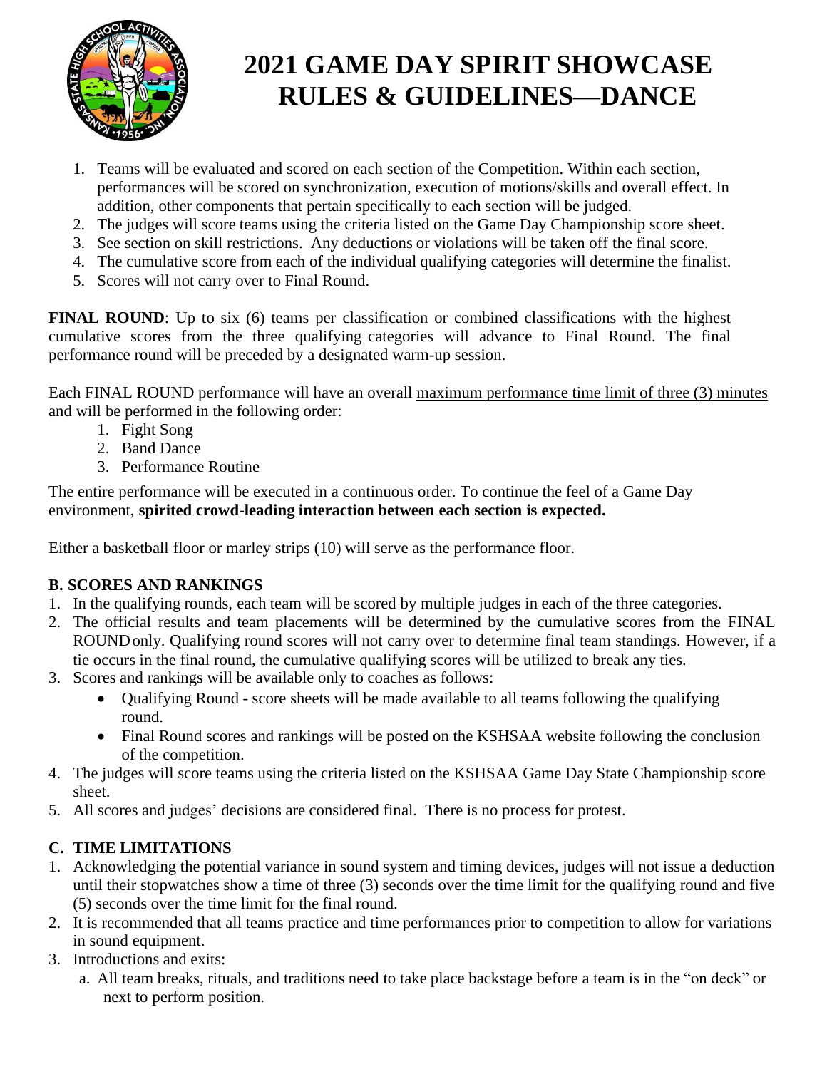# 2021 GAME DAY SPIRIT SHOWCASE RULES & GUIDELINES—DANCE

1. Teams will be evaluated and scored on each section of the Competition. Within each section, performances will be scored on synchronization, execution of motions/skills and overall effect. In addition, other components that pertain specifically to each section will be judged.
2. The judges will score teams using the criteria listed on the Game Day Championship score sheet.
3. See section on skill restrictions. Any deductions or violations will be taken off the final score.
4. The cumulative score from each of the individual qualifying categories will determine the finalist.
5. Scores will not carry over to Final Round.

**FINAL ROUND**: Up to six (6) teams per classification or combined classifications with the highest cumulative scores from the three qualifying categories will advance to Final Round. The final performance round will be preceded by a designated warm-up session.

Each FINAL ROUND performance will have an overall maximum performance time limit of three (3) minutes and will be performed in the following order:

1. Fight Song
2. Band Dance
3. Performance Routine

The entire performance will be executed in a continuous order. To continue the feel of a Game Day environment, **spirited crowd-leading interaction between each section is expected.**

Either a basketball floor or marley strips (10) will serve as the performance floor.

### B. SCORES AND RANKINGS

1. In the qualifying rounds, each team will be scored by multiple judges in each of the three categories.
2. The official results and team placements will be determined by the cumulative scores from the FINAL ROUND only. Qualifying round scores will not carry over to determine final team standings. However, if a tie occurs in the final round, the cumulative qualifying scores will be utilized to break any ties.
3. Scores and rankings will be available only to coaches as follows:
   - Qualifying Round - score sheets will be made available to all teams following the qualifying round.
   - Final Round scores and rankings will be posted on the KSHSAA website following the conclusion of the competition.
4. The judges will score teams using the criteria listed on the KSHSAA Game Day State Championship score sheet.
5. All scores and judges' decisions are considered final. There is no process for protest.

### C. TIME LIMITATIONS

1. Acknowledging the potential variance in sound system and timing devices, judges will not issue a deduction until their stopwatches show a time of three (3) seconds over the time limit for the qualifying round and five (5) seconds over the time limit for the final round.
2. It is recommended that all teams practice and time performances prior to competition to allow for variations in sound equipment.
3. Introductions and exits:
   a. All team breaks, rituals, and traditions need to take place backstage before a team is in the "on deck" or next to perform position.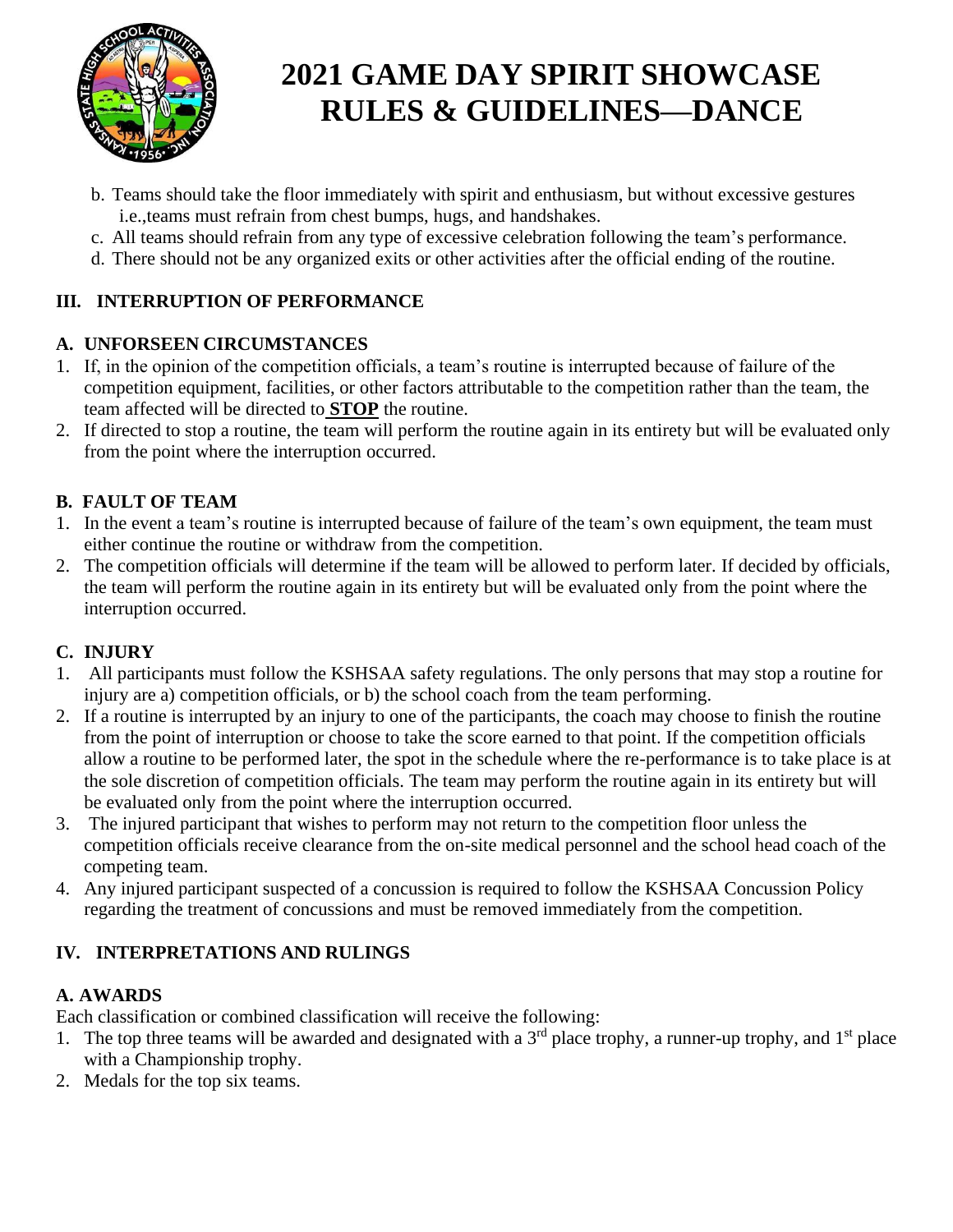# 2021 GAME DAY SPIRIT SHOWCASE RULES & GUIDELINES—DANCE

b. Teams should take the floor immediately with spirit and enthusiasm, but without excessive gestures i.e.,teams must refrain from chest bumps, hugs, and handshakes.

c. All teams should refrain from any type of excessive celebration following the team's performance.

d. There should not be any organized exits or other activities after the official ending of the routine.

## III. INTERRUPTION OF PERFORMANCE

### A. UNFORSEEN CIRCUMSTANCES

1. If, in the opinion of the competition officials, a team's routine is interrupted because of failure of the competition equipment, facilities, or other factors attributable to the competition rather than the team, the team affected will be directed to **STOP** the routine.
2. If directed to stop a routine, the team will perform the routine again in its entirety but will be evaluated only from the point where the interruption occurred.

### B. FAULT OF TEAM

1. In the event a team's routine is interrupted because of failure of the team's own equipment, the team must either continue the routine or withdraw from the competition.
2. The competition officials will determine if the team will be allowed to perform later. If decided by officials, the team will perform the routine again in its entirety but will be evaluated only from the point where the interruption occurred.

### C. INJURY

1. All participants must follow the KSHSAA safety regulations. The only persons that may stop a routine for injury are a) competition officials, or b) the school coach from the team performing.
2. If a routine is interrupted by an injury to one of the participants, the coach may choose to finish the routine from the point of interruption or choose to take the score earned to that point. If the competition officials allow a routine to be performed later, the spot in the schedule where the re-performance is to take place is at the sole discretion of competition officials. The team may perform the routine again in its entirety but will be evaluated only from the point where the interruption occurred.
3. The injured participant that wishes to perform may not return to the competition floor unless the competition officials receive clearance from the on-site medical personnel and the school head coach of the competing team.
4. Any injured participant suspected of a concussion is required to follow the KSHSAA Concussion Policy regarding the treatment of concussions and must be removed immediately from the competition.

## IV. INTERPRETATIONS AND RULINGS

### A. AWARDS

Each classification or combined classification will receive the following:

1. The top three teams will be awarded and designated with a 3rd place trophy, a runner-up trophy, and 1st place with a Championship trophy.
2. Medals for the top six teams.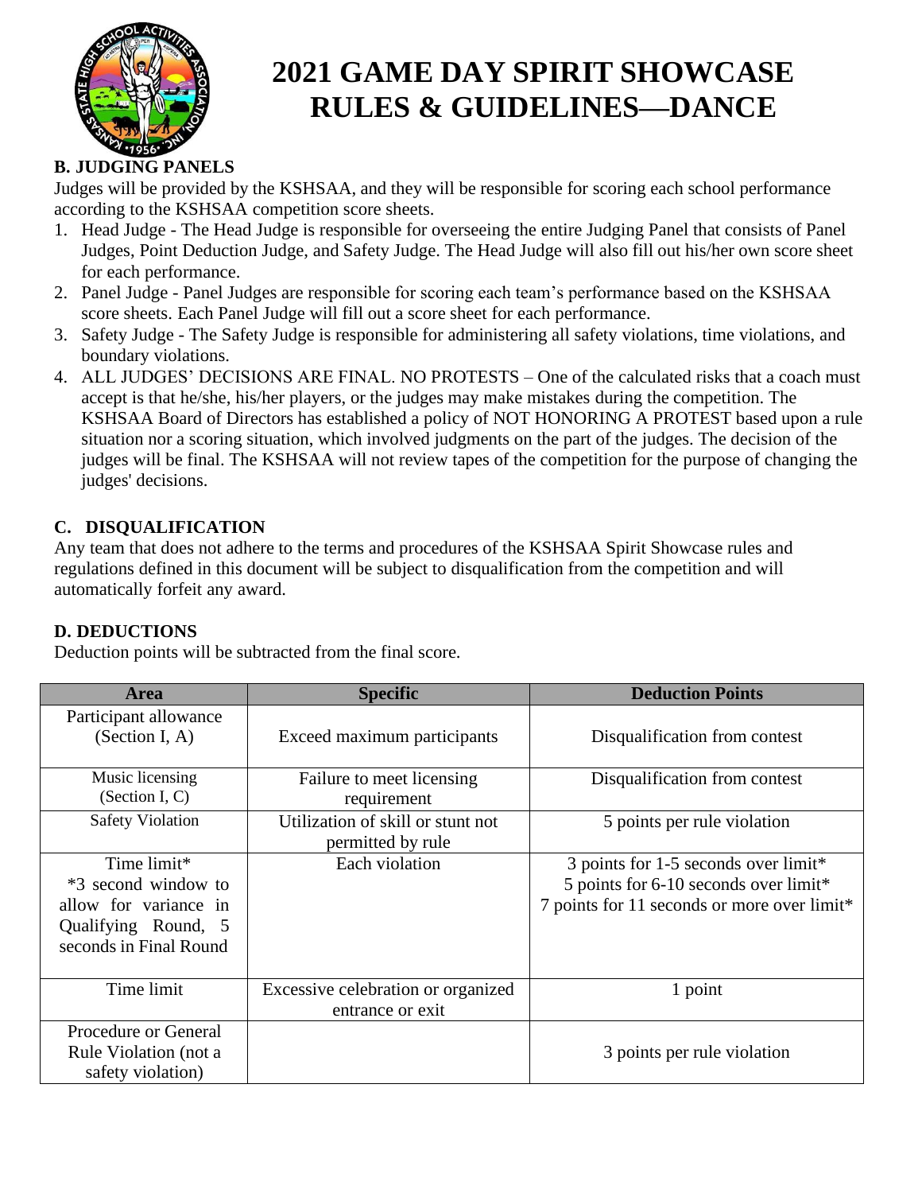# 2021 GAME DAY SPIRIT SHOWCASE RULES & GUIDELINES—DANCE

### B. JUDGING PANELS

Judges will be provided by the KSHSAA, and they will be responsible for scoring each school performance according to the KSHSAA competition score sheets.

1. Head Judge - The Head Judge is responsible for overseeing the entire Judging Panel that consists of Panel Judges, Point Deduction Judge, and Safety Judge. The Head Judge will also fill out his/her own score sheet for each performance.
2. Panel Judge - Panel Judges are responsible for scoring each team's performance based on the KSHSAA score sheets. Each Panel Judge will fill out a score sheet for each performance.
3. Safety Judge - The Safety Judge is responsible for administering all safety violations, time violations, and boundary violations.
4. ALL JUDGES' DECISIONS ARE FINAL. NO PROTESTS – One of the calculated risks that a coach must accept is that he/she, his/her players, or the judges may make mistakes during the competition. The KSHSAA Board of Directors has established a policy of NOT HONORING A PROTEST based upon a rule situation nor a scoring situation, which involved judgments on the part of the judges. The decision of the judges will be final. The KSHSAA will not review tapes of the competition for the purpose of changing the judges' decisions.

### C. DISQUALIFICATION

Any team that does not adhere to the terms and procedures of the KSHSAA Spirit Showcase rules and regulations defined in this document will be subject to disqualification from the competition and will automatically forfeit any award.

### D. DEDUCTIONS

Deduction points will be subtracted from the final score.

| Area | Specific | Deduction Points |
|---|---|---|
| Participant allowance (Section I, A) | Exceed maximum participants | Disqualification from contest |
| Music licensing (Section I, C) | Failure to meet licensing requirement | Disqualification from contest |
| Safety Violation | Utilization of skill or stunt not permitted by rule | 5 points per rule violation |
| Time limit* *3 second window to allow for variance in Qualifying Round, 5 seconds in Final Round | Each violation | 3 points for 1-5 seconds over limit* 5 points for 6-10 seconds over limit* 7 points for 11 seconds or more over limit* |
| Time limit | Excessive celebration or organized entrance or exit | 1 point |
| Procedure or General Rule Violation (not a safety violation) | | 3 points per rule violation |